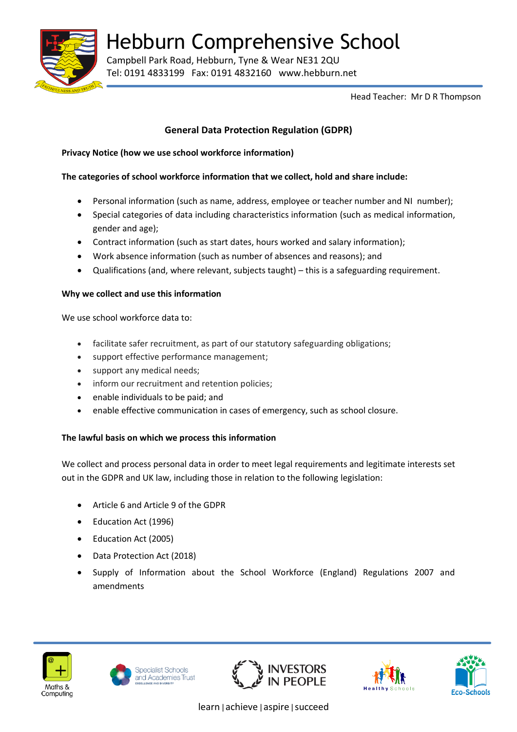# Hebburn Comprehensive School

Campbell Park Road, Hebburn, Tyne & Wear NE31 2QU
Tel: 0191 4833199 Fax: 0191 4832160 www.hebburn.net

Head Teacher: Mr D R Thompson

## General Data Protection Regulation (GDPR)

**Privacy Notice (how we use school workforce information)**

**The categories of school workforce information that we collect, hold and share include:**

- Personal information (such as name, address, employee or teacher number and NI number);
- Special categories of data including characteristics information (such as medical information, gender and age);
- Contract information (such as start dates, hours worked and salary information);
- Work absence information (such as number of absences and reasons); and
- Qualifications (and, where relevant, subjects taught) – this is a safeguarding requirement.

**Why we collect and use this information**

We use school workforce data to:

- facilitate safer recruitment, as part of our statutory safeguarding obligations;
- support effective performance management;
- support any medical needs;
- inform our recruitment and retention policies;
- enable individuals to be paid; and
- enable effective communication in cases of emergency, such as school closure.

**The lawful basis on which we process this information**

We collect and process personal data in order to meet legal requirements and legitimate interests set out in the GDPR and UK law, including those in relation to the following legislation:

- Article 6 and Article 9 of the GDPR
- Education Act (1996)
- Education Act (2005)
- Data Protection Act (2018)
- Supply of Information about the School Workforce (England) Regulations 2007 and amendments

learn | achieve | aspire | succeed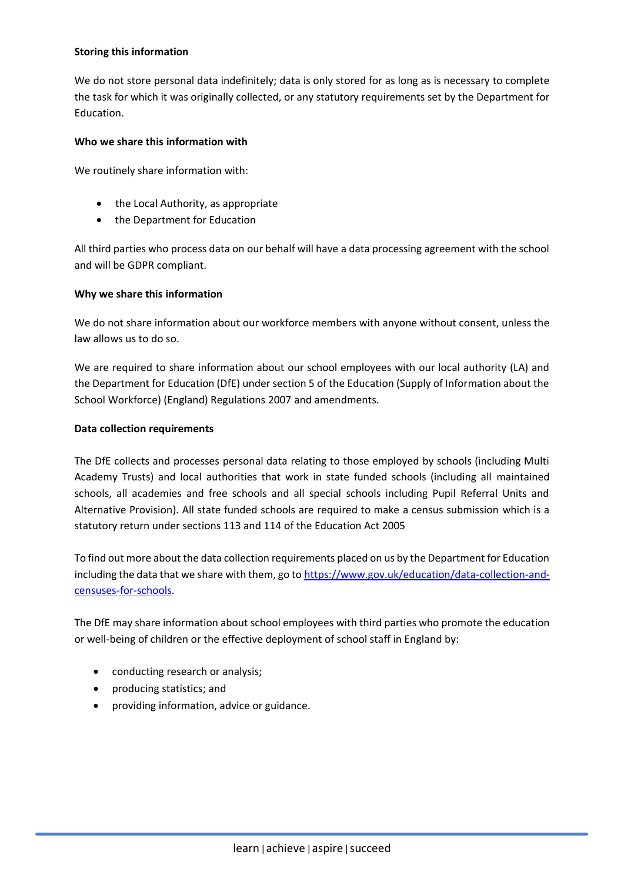**Storing this information**

We do not store personal data indefinitely; data is only stored for as long as is necessary to complete the task for which it was originally collected, or any statutory requirements set by the Department for Education.

**Who we share this information with**

We routinely share information with:

- the Local Authority, as appropriate
- the Department for Education

All third parties who process data on our behalf will have a data processing agreement with the school and will be GDPR compliant.

**Why we share this information**

We do not share information about our workforce members with anyone without consent, unless the law allows us to do so.

We are required to share information about our school employees with our local authority (LA) and the Department for Education (DfE) under section 5 of the Education (Supply of Information about the School Workforce) (England) Regulations 2007 and amendments.

**Data collection requirements**

The DfE collects and processes personal data relating to those employed by schools (including Multi Academy Trusts) and local authorities that work in state funded schools (including all maintained schools, all academies and free schools and all special schools including Pupil Referral Units and Alternative Provision). All state funded schools are required to make a census submission which is a statutory return under sections 113 and 114 of the Education Act 2005

To find out more about the data collection requirements placed on us by the Department for Education including the data that we share with them, go to [https://www.gov.uk/education/data-collection-and-censuses-for-schools](https://www.gov.uk/education/data-collection-and-censuses-for-schools).

The DfE may share information about school employees with third parties who promote the education or well-being of children or the effective deployment of school staff in England by:

- conducting research or analysis;
- producing statistics; and
- providing information, advice or guidance.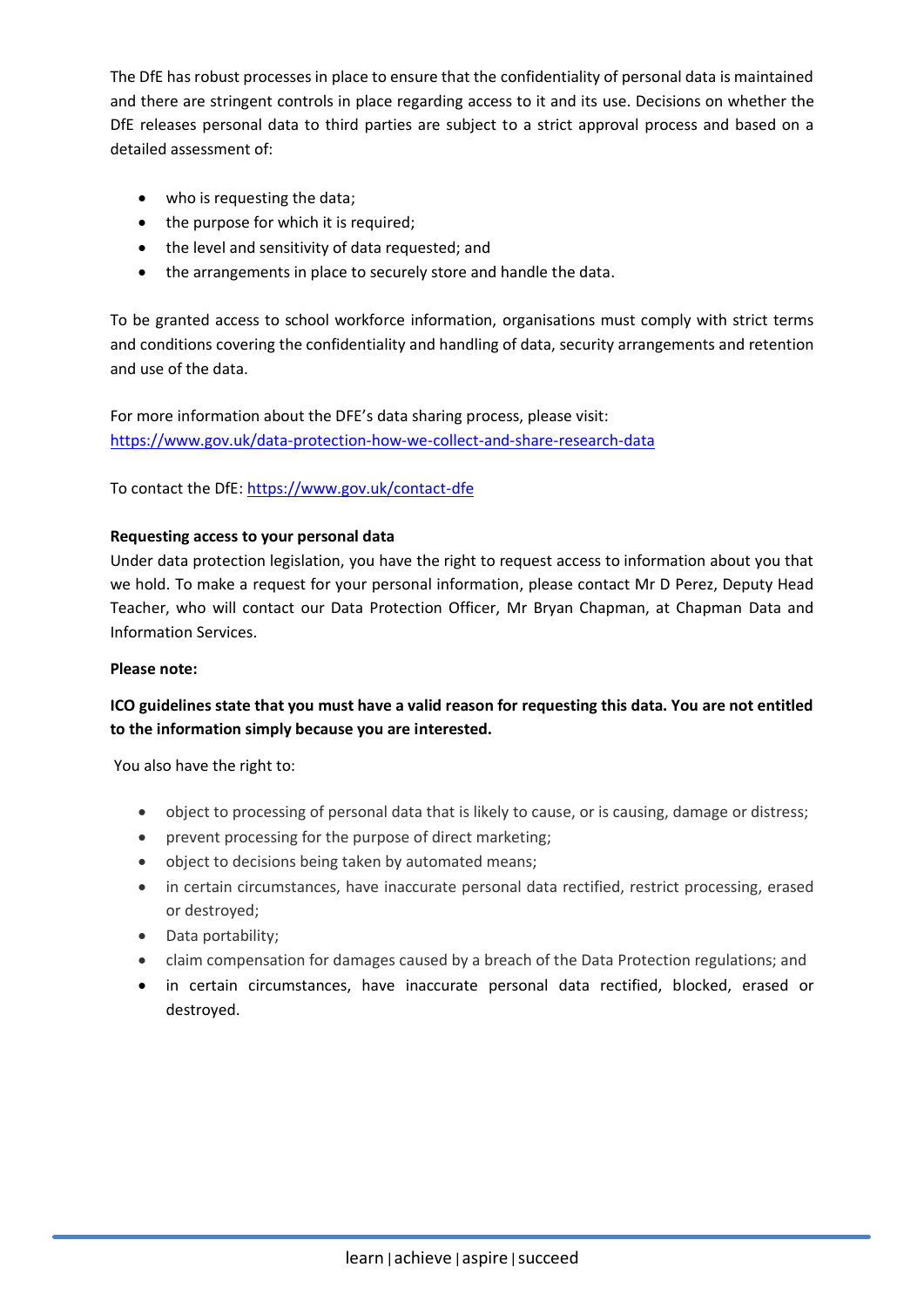The DfE has robust processes in place to ensure that the confidentiality of personal data is maintained and there are stringent controls in place regarding access to it and its use. Decisions on whether the DfE releases personal data to third parties are subject to a strict approval process and based on a detailed assessment of:

- who is requesting the data;
- the purpose for which it is required;
- the level and sensitivity of data requested; and
- the arrangements in place to securely store and handle the data.

To be granted access to school workforce information, organisations must comply with strict terms and conditions covering the confidentiality and handling of data, security arrangements and retention and use of the data.

For more information about the DFE's data sharing process, please visit: [https://www.gov.uk/data-protection-how-we-collect-and-share-research-data](https://www.gov.uk/data-protection-how-we-collect-and-share-research-data)

To contact the DfE: [https://www.gov.uk/contact-dfe](https://www.gov.uk/contact-dfe)

**Requesting access to your personal data**

Under data protection legislation, you have the right to request access to information about you that we hold. To make a request for your personal information, please contact Mr D Perez, Deputy Head Teacher, who will contact our Data Protection Officer, Mr Bryan Chapman, at Chapman Data and Information Services.

**Please note:**

**ICO guidelines state that you must have a valid reason for requesting this data. You are not entitled to the information simply because you are interested.**

You also have the right to:

- object to processing of personal data that is likely to cause, or is causing, damage or distress;
- prevent processing for the purpose of direct marketing;
- object to decisions being taken by automated means;
- in certain circumstances, have inaccurate personal data rectified, restrict processing, erased or destroyed;
- Data portability;
- claim compensation for damages caused by a breach of the Data Protection regulations; and
- in certain circumstances, have inaccurate personal data rectified, blocked, erased or destroyed.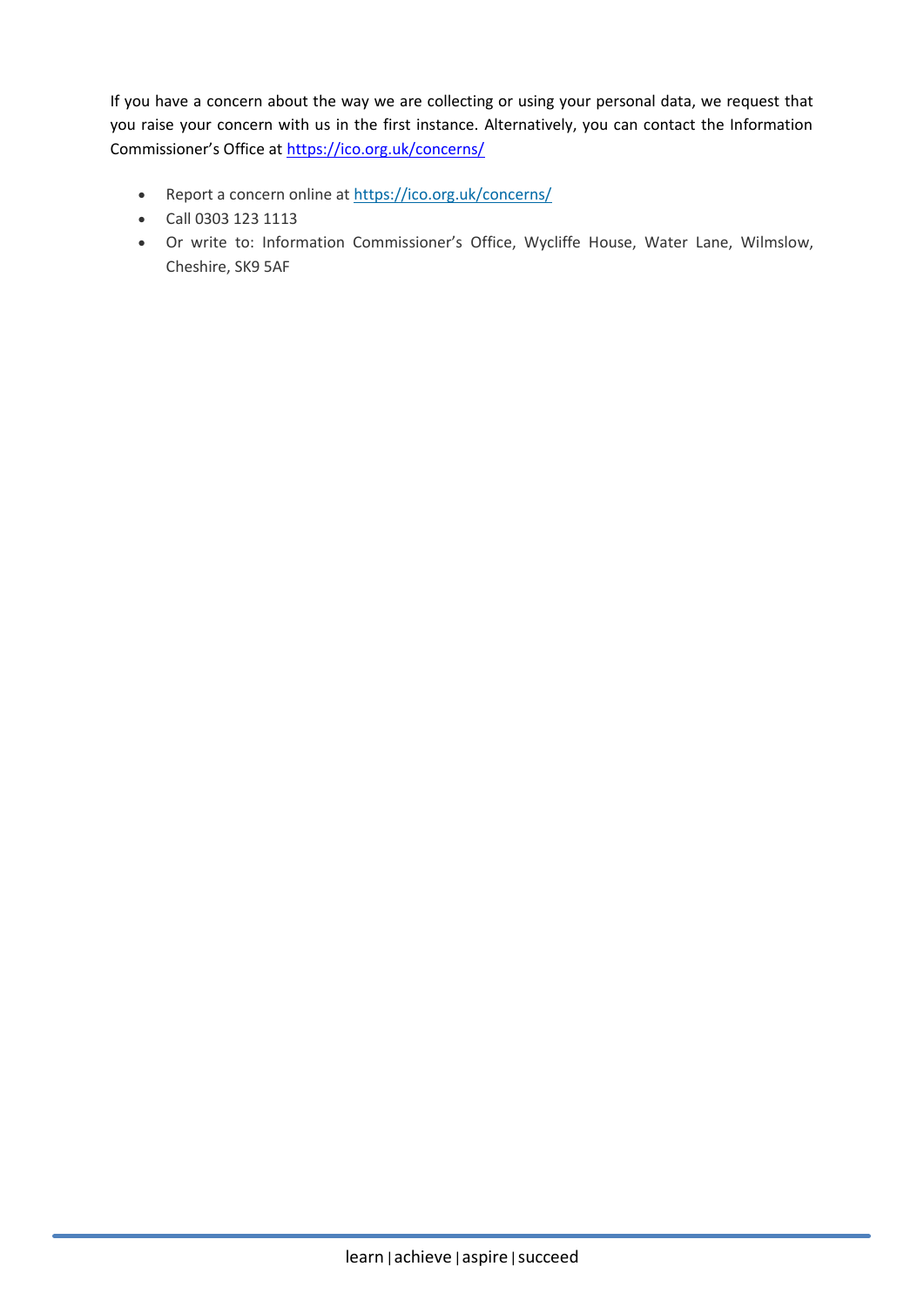If you have a concern about the way we are collecting or using your personal data, we request that you raise your concern with us in the first instance. Alternatively, you can contact the Information Commissioner's Office at https://ico.org.uk/concerns/

- Report a concern online at https://ico.org.uk/concerns/
- Call 0303 123 1113
- Or write to: Information Commissioner's Office, Wycliffe House, Water Lane, Wilmslow, Cheshire, SK9 5AF